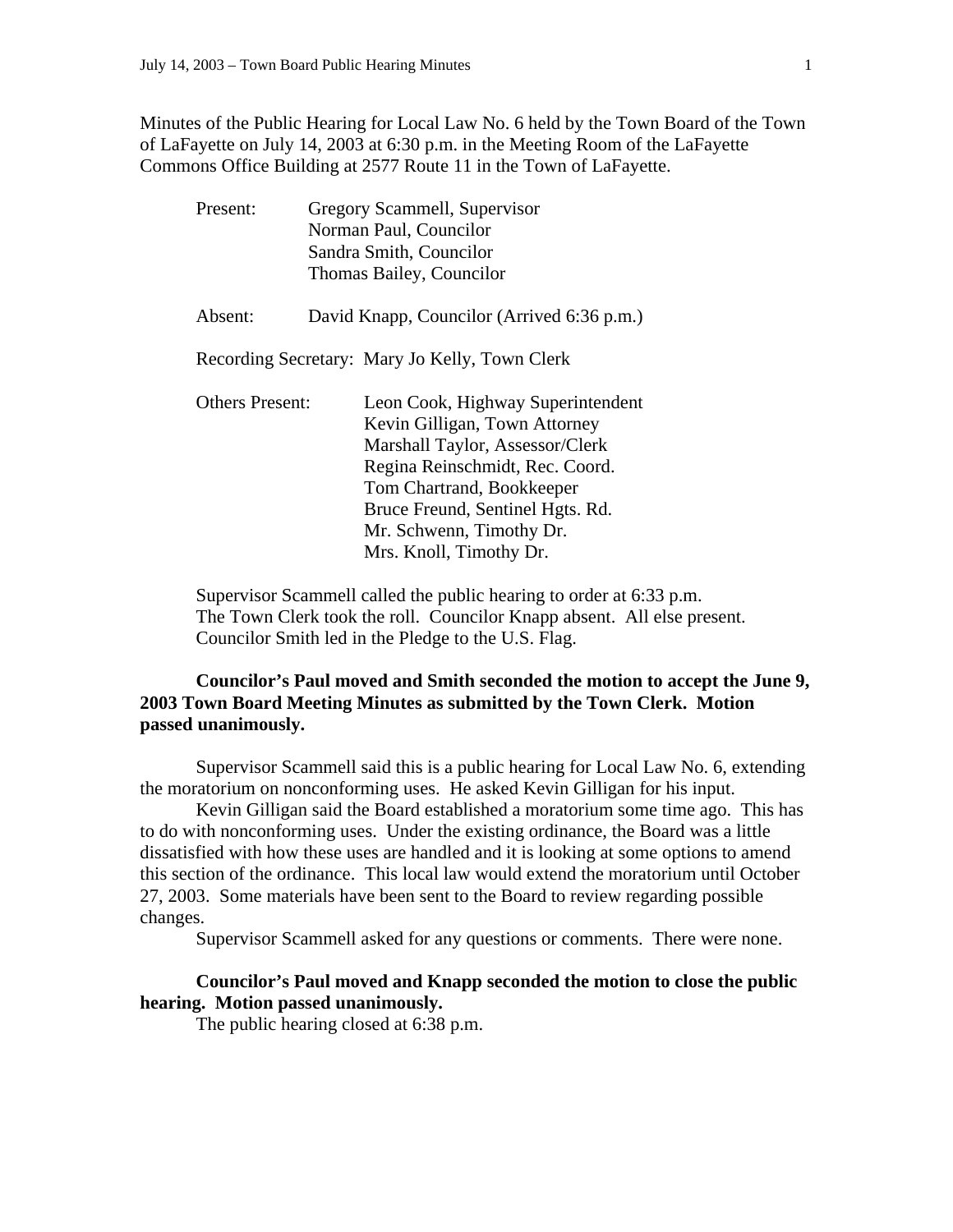Minutes of the Public Hearing for Local Law No. 6 held by the Town Board of the Town of LaFayette on July 14, 2003 at 6:30 p.m. in the Meeting Room of the LaFayette Commons Office Building at 2577 Route 11 in the Town of LaFayette.

Present: Gregory Scammell, Supervisor
Norman Paul, Councilor
Sandra Smith, Councilor
Thomas Bailey, Councilor

Absent: David Knapp, Councilor (Arrived 6:36 p.m.)

Recording Secretary: Mary Jo Kelly, Town Clerk

Others Present: Leon Cook, Highway Superintendent
Kevin Gilligan, Town Attorney
Marshall Taylor, Assessor/Clerk
Regina Reinschmidt, Rec. Coord.
Tom Chartrand, Bookkeeper
Bruce Freund, Sentinel Hgts. Rd.
Mr. Schwenn, Timothy Dr.
Mrs. Knoll, Timothy Dr.

Supervisor Scammell called the public hearing to order at 6:33 p.m.
The Town Clerk took the roll. Councilor Knapp absent. All else present.
Councilor Smith led in the Pledge to the U.S. Flag.

**Councilor's Paul moved and Smith seconded the motion to accept the June 9, 2003 Town Board Meeting Minutes as submitted by the Town Clerk. Motion passed unanimously.**

Supervisor Scammell said this is a public hearing for Local Law No. 6, extending the moratorium on nonconforming uses. He asked Kevin Gilligan for his input.

Kevin Gilligan said the Board established a moratorium some time ago. This has to do with nonconforming uses. Under the existing ordinance, the Board was a little dissatisfied with how these uses are handled and it is looking at some options to amend this section of the ordinance. This local law would extend the moratorium until October 27, 2003. Some materials have been sent to the Board to review regarding possible changes.

Supervisor Scammell asked for any questions or comments. There were none.

**Councilor's Paul moved and Knapp seconded the motion to close the public hearing. Motion passed unanimously.**

The public hearing closed at 6:38 p.m.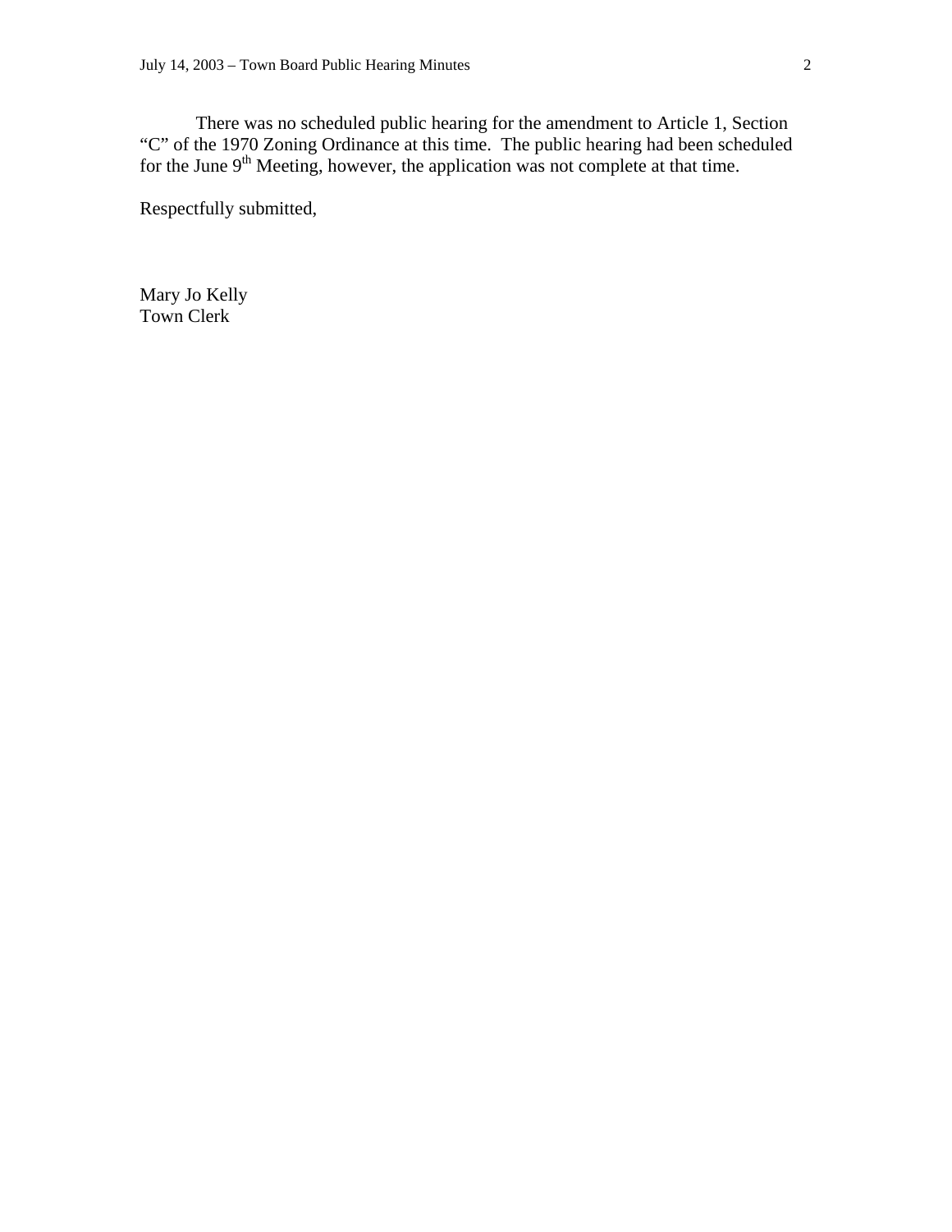There was no scheduled public hearing for the amendment to Article 1, Section "C" of the 1970 Zoning Ordinance at this time. The public hearing had been scheduled for the June 9th Meeting, however, the application was not complete at that time.

Respectfully submitted,

Mary Jo Kelly
Town Clerk